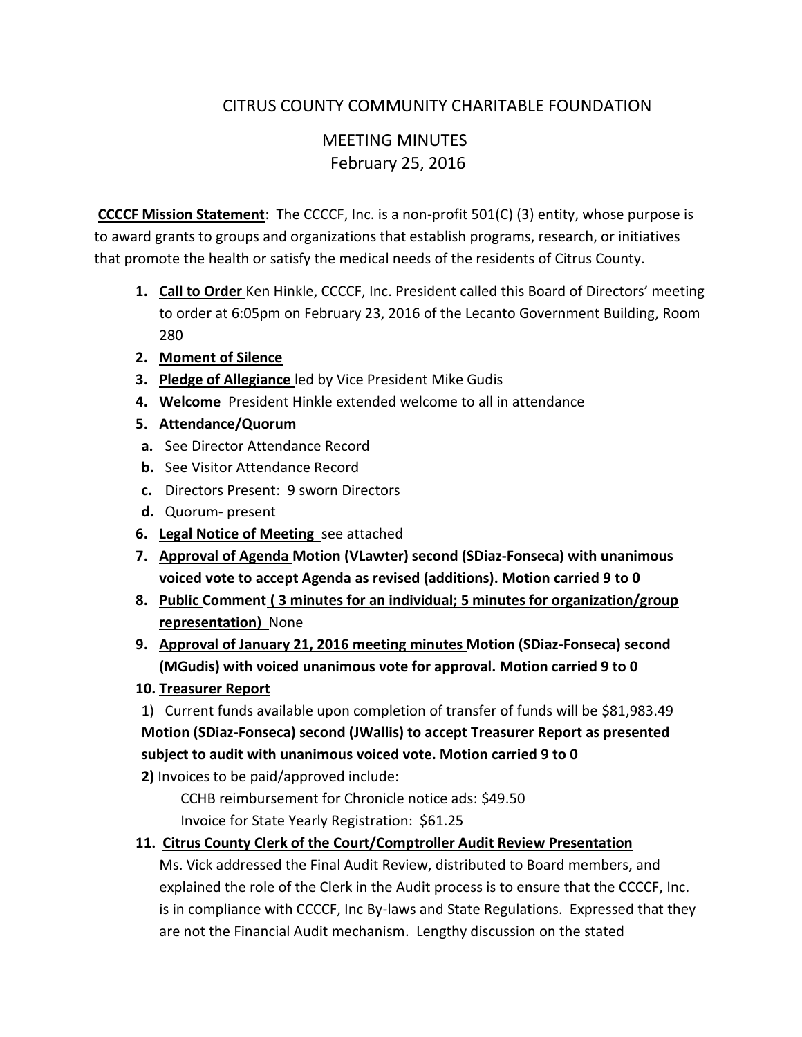# CITRUS COUNTY COMMUNITY CHARITABLE FOUNDATION

## MEETING MINUTES
## February 25, 2016

**CCCCF Mission Statement**: The CCCCF, Inc. is a non-profit 501(C) (3) entity, whose purpose is to award grants to groups and organizations that establish programs, research, or initiatives that promote the health or satisfy the medical needs of the residents of Citrus County.

1. **Call to Order** Ken Hinkle, CCCCF, Inc. President called this Board of Directors' meeting to order at 6:05pm on February 23, 2016 of the Lecanto Government Building, Room 280
2. **Moment of Silence**
3. **Pledge of Allegiance** led by Vice President Mike Gudis
4. **Welcome** President Hinkle extended welcome to all in attendance
5. **Attendance/Quorum**
   - **a.** See Director Attendance Record
   - **b.** See Visitor Attendance Record
   - **c.** Directors Present: 9 sworn Directors
   - **d.** Quorum- present
6. **Legal Notice of Meeting** see attached
7. **Approval of Agenda Motion (VLawter) second (SDiaz-Fonseca) with unanimous voiced vote to accept Agenda as revised (additions). Motion carried 9 to 0**
8. **Public Comment ( 3 minutes for an individual; 5 minutes for organization/group representation)** None
9. **Approval of January 21, 2016 meeting minutes Motion (SDiaz-Fonseca) second (MGudis) with voiced unanimous vote for approval. Motion carried 9 to 0**
10. **Treasurer Report**

    1) Current funds available upon completion of transfer of funds will be $81,983.49
    **Motion (SDiaz-Fonseca) second (JWallis) to accept Treasurer Report as presented subject to audit with unanimous voiced vote. Motion carried 9 to 0**

    **2)** Invoices to be paid/approved include:

    CCHB reimbursement for Chronicle notice ads: $49.50

    Invoice for State Yearly Registration: $61.25
11. **Citrus County Clerk of the Court/Comptroller Audit Review Presentation**
    Ms. Vick addressed the Final Audit Review, distributed to Board members, and explained the role of the Clerk in the Audit process is to ensure that the CCCCF, Inc. is in compliance with CCCCF, Inc By-laws and State Regulations. Expressed that they are not the Financial Audit mechanism. Lengthy discussion on the stated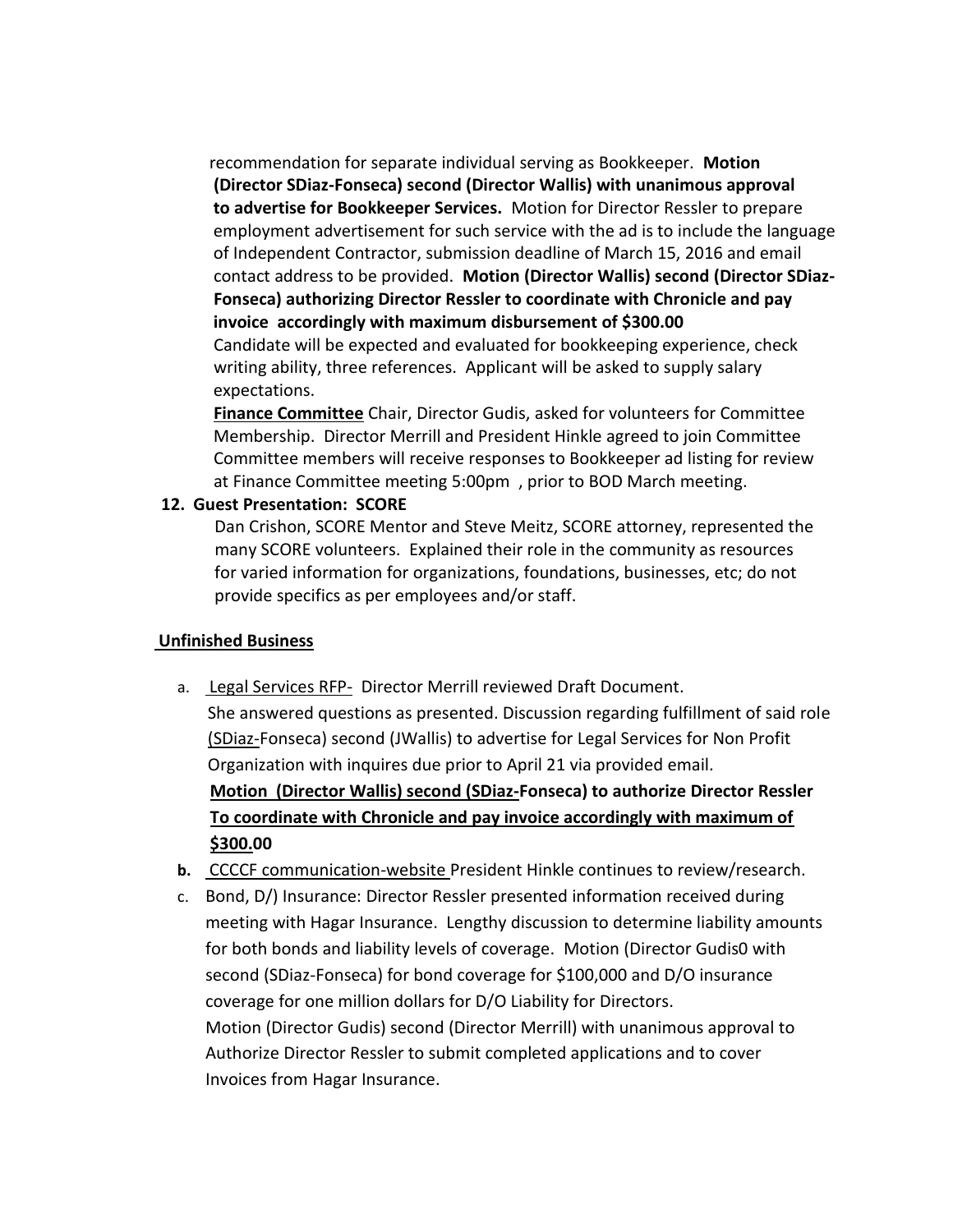recommendation for separate individual serving as Bookkeeper. **Motion (Director SDiaz-Fonseca) second (Director Wallis) with unanimous approval to advertise for Bookkeeper Services.** Motion for Director Ressler to prepare employment advertisement for such service with the ad is to include the language of Independent Contractor, submission deadline of March 15, 2016 and email contact address to be provided. **Motion (Director Wallis) second (Director SDiaz-Fonseca) authorizing Director Ressler to coordinate with Chronicle and pay invoice accordingly with maximum disbursement of $300.00**

Candidate will be expected and evaluated for bookkeeping experience, check writing ability, three references. Applicant will be asked to supply salary expectations.

**<u>Finance Committee</u>** Chair, Director Gudis, asked for volunteers for Committee Membership. Director Merrill and President Hinkle agreed to join Committee Committee members will receive responses to Bookkeeper ad listing for review at Finance Committee meeting 5:00pm , prior to BOD March meeting.

**12. Guest Presentation: SCORE**

Dan Crishon, SCORE Mentor and Steve Meitz, SCORE attorney, represented the many SCORE volunteers. Explained their role in the community as resources for varied information for organizations, foundations, businesses, etc; do not provide specifics as per employees and/or staff.

**<u>Unfinished Business</u>**

a. <u>Legal Services RFP-</u> Director Merrill reviewed Draft Document. She answered questions as presented. Discussion regarding fulfillment of said role <u>(SDiaz-</u>Fonseca) second (JWallis) to advertise for Legal Services for Non Profit Organization with inquires due prior to April 21 via provided email.
   **<u>Motion (Director Wallis) second (SDiaz-Fonseca) to authorize Director Ressler To coordinate with Chronicle and pay invoice accordingly with maximum of $300.00</u>**

b. <u>CCCCF communication-website</u> President Hinkle continues to review/research.

c. Bond, D/) Insurance: Director Ressler presented information received during meeting with Hagar Insurance. Lengthy discussion to determine liability amounts for both bonds and liability levels of coverage. Motion (Director Gudis0 with second (SDiaz-Fonseca) for bond coverage for $100,000 and D/O insurance coverage for one million dollars for D/O Liability for Directors.
   Motion (Director Gudis) second (Director Merrill) with unanimous approval to Authorize Director Ressler to submit completed applications and to cover Invoices from Hagar Insurance.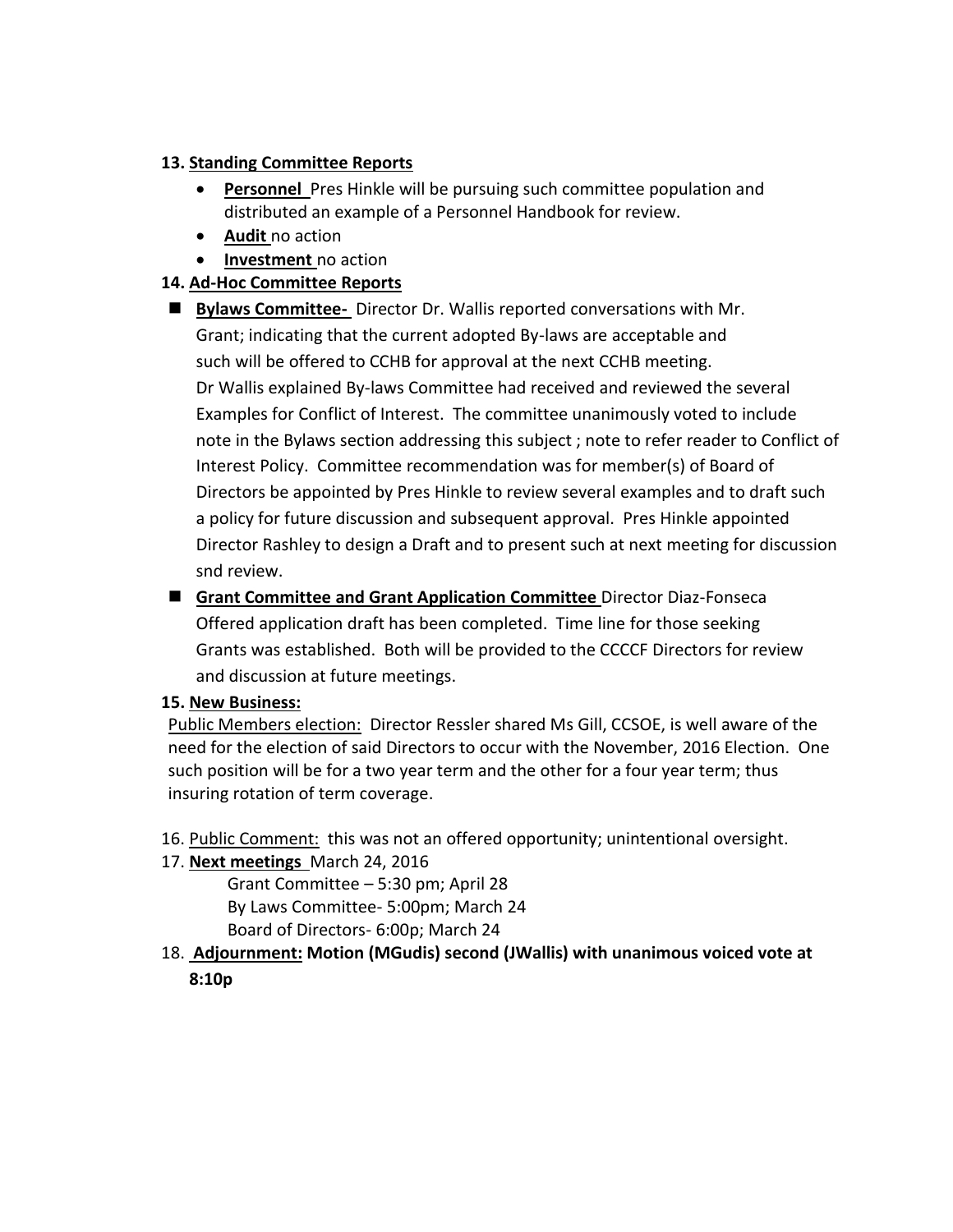**13. Standing Committee Reports**

- **Personnel** Pres Hinkle will be pursuing such committee population and distributed an example of a Personnel Handbook for review.
- **Audit** no action
- **Investment** no action

**14. Ad-Hoc Committee Reports**

- **Bylaws Committee-** Director Dr. Wallis reported conversations with Mr. Grant; indicating that the current adopted By-laws are acceptable and such will be offered to CCHB for approval at the next CCHB meeting. Dr Wallis explained By-laws Committee had received and reviewed the several Examples for Conflict of Interest. The committee unanimously voted to include note in the Bylaws section addressing this subject ; note to refer reader to Conflict of Interest Policy. Committee recommendation was for member(s) of Board of Directors be appointed by Pres Hinkle to review several examples and to draft such a policy for future discussion and subsequent approval. Pres Hinkle appointed Director Rashley to design a Draft and to present such at next meeting for discussion snd review.
- **Grant Committee and Grant Application Committee** Director Diaz-Fonseca Offered application draft has been completed. Time line for those seeking Grants was established. Both will be provided to the CCCCF Directors for review and discussion at future meetings.

**15. New Business:**

Public Members election: Director Ressler shared Ms Gill, CCSOE, is well aware of the need for the election of said Directors to occur with the November, 2016 Election. One such position will be for a two year term and the other for a four year term; thus insuring rotation of term coverage.

16. Public Comment: this was not an offered opportunity; unintentional oversight.

17. **Next meetings** March 24, 2016

    Grant Committee – 5:30 pm; April 28
    By Laws Committee- 5:00pm; March 24
    Board of Directors- 6:00p; March 24

18. **Adjournment: Motion (MGudis) second (JWallis) with unanimous voiced vote at 8:10p**